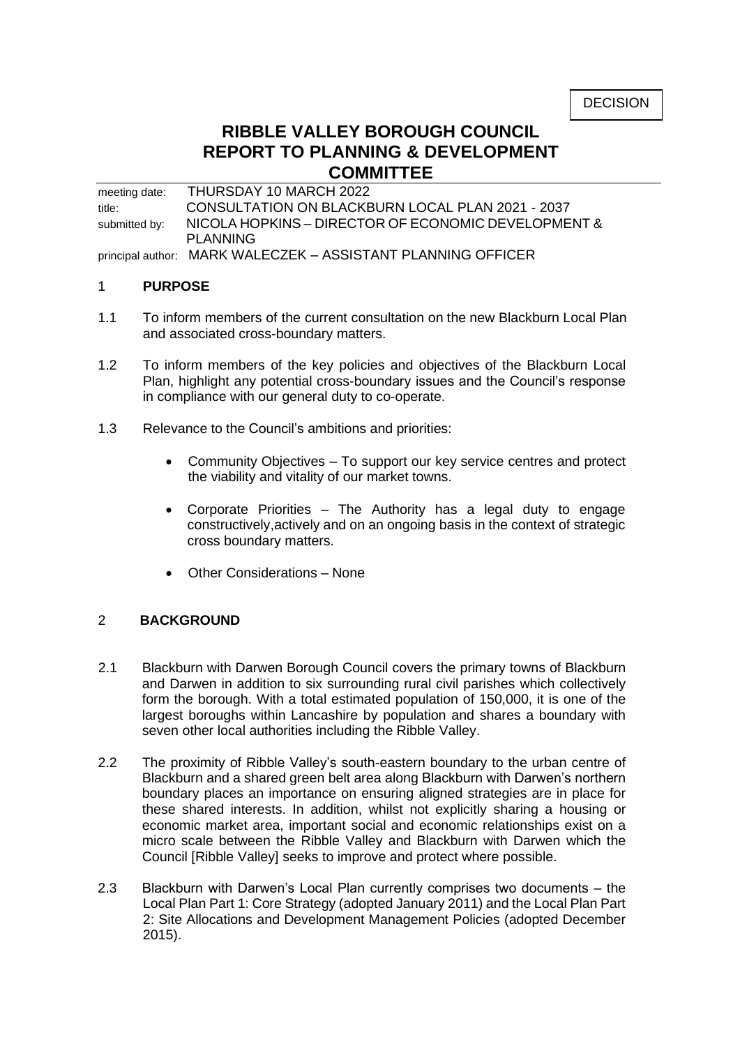DECISION

# RIBBLE VALLEY BOROUGH COUNCIL
# REPORT TO PLANNING & DEVELOPMENT COMMITTEE

| | |
|---|---|
| meeting date: | THURSDAY 10 MARCH 2022 |
| title: | CONSULTATION ON BLACKBURN LOCAL PLAN 2021 - 2037 |
| submitted by: | NICOLA HOPKINS – DIRECTOR OF ECONOMIC DEVELOPMENT & PLANNING |
| principal author: | MARK WALECZEK – ASSISTANT PLANNING OFFICER |

## 1 PURPOSE

1.1 To inform members of the current consultation on the new Blackburn Local Plan and associated cross-boundary matters.

1.2 To inform members of the key policies and objectives of the Blackburn Local Plan, highlight any potential cross-boundary issues and the Council's response in compliance with our general duty to co-operate.

1.3 Relevance to the Council's ambitions and priorities:

- Community Objectives – To support our key service centres and protect the viability and vitality of our market towns.
- Corporate Priorities – The Authority has a legal duty to engage constructively,actively and on an ongoing basis in the context of strategic cross boundary matters.
- Other Considerations – None

## 2 BACKGROUND

2.1 Blackburn with Darwen Borough Council covers the primary towns of Blackburn and Darwen in addition to six surrounding rural civil parishes which collectively form the borough. With a total estimated population of 150,000, it is one of the largest boroughs within Lancashire by population and shares a boundary with seven other local authorities including the Ribble Valley.

2.2 The proximity of Ribble Valley's south-eastern boundary to the urban centre of Blackburn and a shared green belt area along Blackburn with Darwen's northern boundary places an importance on ensuring aligned strategies are in place for these shared interests. In addition, whilst not explicitly sharing a housing or economic market area, important social and economic relationships exist on a micro scale between the Ribble Valley and Blackburn with Darwen which the Council [Ribble Valley] seeks to improve and protect where possible.

2.3 Blackburn with Darwen's Local Plan currently comprises two documents – the Local Plan Part 1: Core Strategy (adopted January 2011) and the Local Plan Part 2: Site Allocations and Development Management Policies (adopted December 2015).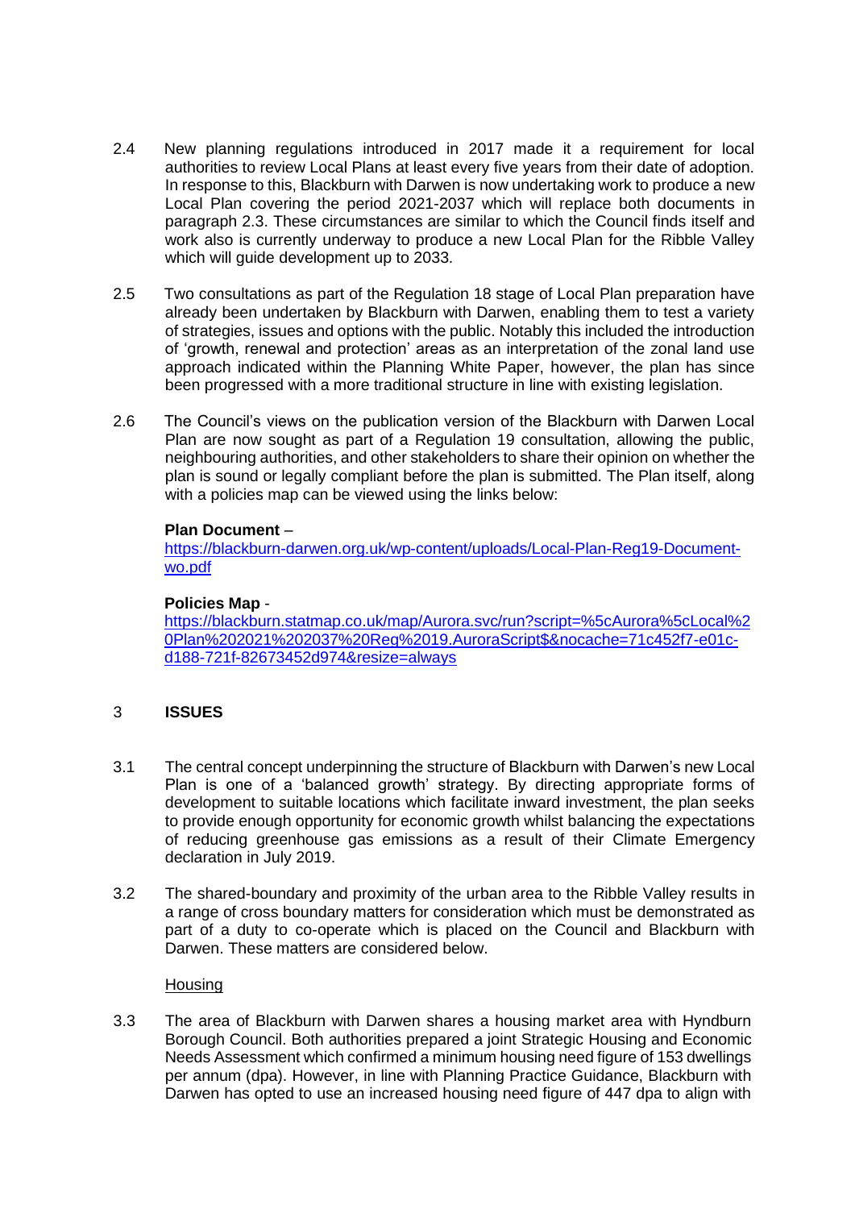2.4 New planning regulations introduced in 2017 made it a requirement for local authorities to review Local Plans at least every five years from their date of adoption. In response to this, Blackburn with Darwen is now undertaking work to produce a new Local Plan covering the period 2021-2037 which will replace both documents in paragraph 2.3. These circumstances are similar to which the Council finds itself and work also is currently underway to produce a new Local Plan for the Ribble Valley which will guide development up to 2033.

2.5 Two consultations as part of the Regulation 18 stage of Local Plan preparation have already been undertaken by Blackburn with Darwen, enabling them to test a variety of strategies, issues and options with the public. Notably this included the introduction of 'growth, renewal and protection' areas as an interpretation of the zonal land use approach indicated within the Planning White Paper, however, the plan has since been progressed with a more traditional structure in line with existing legislation.

2.6 The Council's views on the publication version of the Blackburn with Darwen Local Plan are now sought as part of a Regulation 19 consultation, allowing the public, neighbouring authorities, and other stakeholders to share their opinion on whether the plan is sound or legally compliant before the plan is submitted. The Plan itself, along with a policies map can be viewed using the links below:

**Plan Document** –
https://blackburn-darwen.org.uk/wp-content/uploads/Local-Plan-Reg19-Document-wo.pdf

**Policies Map** -
https://blackburn.statmap.co.uk/map/Aurora.svc/run?script=%5cAurora%5cLocal%20Plan%202021%202037%20Reg%2019.AuroraScript$&nocache=71c452f7-e01c-d188-721f-82673452d974&resize=always

## 3 ISSUES

3.1 The central concept underpinning the structure of Blackburn with Darwen's new Local Plan is one of a 'balanced growth' strategy. By directing appropriate forms of development to suitable locations which facilitate inward investment, the plan seeks to provide enough opportunity for economic growth whilst balancing the expectations of reducing greenhouse gas emissions as a result of their Climate Emergency declaration in July 2019.

3.2 The shared-boundary and proximity of the urban area to the Ribble Valley results in a range of cross boundary matters for consideration which must be demonstrated as part of a duty to co-operate which is placed on the Council and Blackburn with Darwen. These matters are considered below.

Housing

3.3 The area of Blackburn with Darwen shares a housing market area with Hyndburn Borough Council. Both authorities prepared a joint Strategic Housing and Economic Needs Assessment which confirmed a minimum housing need figure of 153 dwellings per annum (dpa). However, in line with Planning Practice Guidance, Blackburn with Darwen has opted to use an increased housing need figure of 447 dpa to align with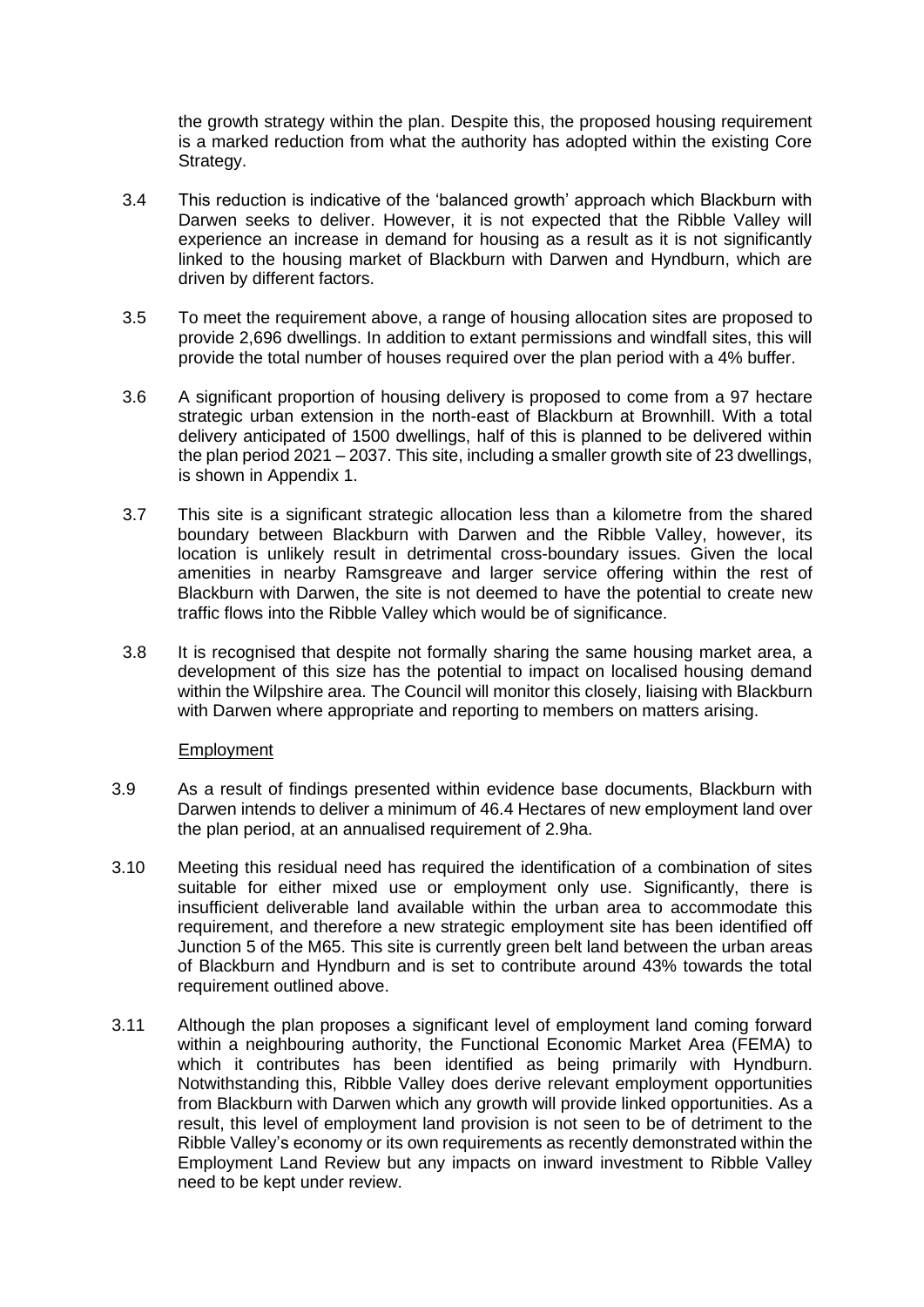the growth strategy within the plan. Despite this, the proposed housing requirement is a marked reduction from what the authority has adopted within the existing Core Strategy.

3.4 This reduction is indicative of the 'balanced growth' approach which Blackburn with Darwen seeks to deliver. However, it is not expected that the Ribble Valley will experience an increase in demand for housing as a result as it is not significantly linked to the housing market of Blackburn with Darwen and Hyndburn, which are driven by different factors.

3.5 To meet the requirement above, a range of housing allocation sites are proposed to provide 2,696 dwellings. In addition to extant permissions and windfall sites, this will provide the total number of houses required over the plan period with a 4% buffer.

3.6 A significant proportion of housing delivery is proposed to come from a 97 hectare strategic urban extension in the north-east of Blackburn at Brownhill. With a total delivery anticipated of 1500 dwellings, half of this is planned to be delivered within the plan period 2021 – 2037. This site, including a smaller growth site of 23 dwellings, is shown in Appendix 1.

3.7 This site is a significant strategic allocation less than a kilometre from the shared boundary between Blackburn with Darwen and the Ribble Valley, however, its location is unlikely result in detrimental cross-boundary issues. Given the local amenities in nearby Ramsgreave and larger service offering within the rest of Blackburn with Darwen, the site is not deemed to have the potential to create new traffic flows into the Ribble Valley which would be of significance.

3.8 It is recognised that despite not formally sharing the same housing market area, a development of this size has the potential to impact on localised housing demand within the Wilpshire area. The Council will monitor this closely, liaising with Blackburn with Darwen where appropriate and reporting to members on matters arising.

Employment

3.9 As a result of findings presented within evidence base documents, Blackburn with Darwen intends to deliver a minimum of 46.4 Hectares of new employment land over the plan period, at an annualised requirement of 2.9ha.

3.10 Meeting this residual need has required the identification of a combination of sites suitable for either mixed use or employment only use. Significantly, there is insufficient deliverable land available within the urban area to accommodate this requirement, and therefore a new strategic employment site has been identified off Junction 5 of the M65. This site is currently green belt land between the urban areas of Blackburn and Hyndburn and is set to contribute around 43% towards the total requirement outlined above.

3.11 Although the plan proposes a significant level of employment land coming forward within a neighbouring authority, the Functional Economic Market Area (FEMA) to which it contributes has been identified as being primarily with Hyndburn. Notwithstanding this, Ribble Valley does derive relevant employment opportunities from Blackburn with Darwen which any growth will provide linked opportunities. As a result, this level of employment land provision is not seen to be of detriment to the Ribble Valley's economy or its own requirements as recently demonstrated within the Employment Land Review but any impacts on inward investment to Ribble Valley need to be kept under review.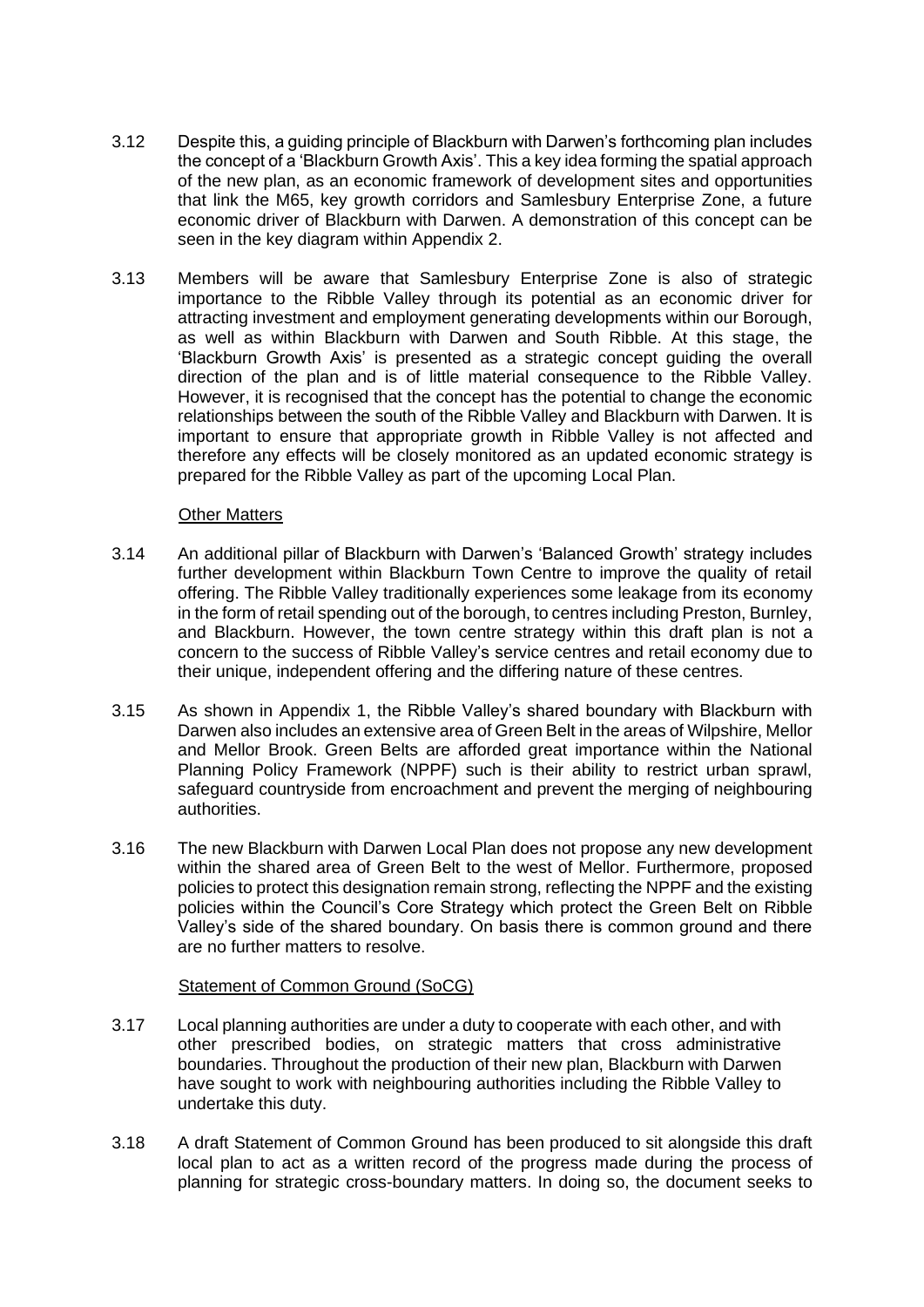3.12 Despite this, a guiding principle of Blackburn with Darwen's forthcoming plan includes the concept of a 'Blackburn Growth Axis'. This a key idea forming the spatial approach of the new plan, as an economic framework of development sites and opportunities that link the M65, key growth corridors and Samlesbury Enterprise Zone, a future economic driver of Blackburn with Darwen. A demonstration of this concept can be seen in the key diagram within Appendix 2.

3.13 Members will be aware that Samlesbury Enterprise Zone is also of strategic importance to the Ribble Valley through its potential as an economic driver for attracting investment and employment generating developments within our Borough, as well as within Blackburn with Darwen and South Ribble. At this stage, the 'Blackburn Growth Axis' is presented as a strategic concept guiding the overall direction of the plan and is of little material consequence to the Ribble Valley. However, it is recognised that the concept has the potential to change the economic relationships between the south of the Ribble Valley and Blackburn with Darwen. It is important to ensure that appropriate growth in Ribble Valley is not affected and therefore any effects will be closely monitored as an updated economic strategy is prepared for the Ribble Valley as part of the upcoming Local Plan.

<u>Other Matters</u>

3.14 An additional pillar of Blackburn with Darwen's 'Balanced Growth' strategy includes further development within Blackburn Town Centre to improve the quality of retail offering. The Ribble Valley traditionally experiences some leakage from its economy in the form of retail spending out of the borough, to centres including Preston, Burnley, and Blackburn. However, the town centre strategy within this draft plan is not a concern to the success of Ribble Valley's service centres and retail economy due to their unique, independent offering and the differing nature of these centres.

3.15 As shown in Appendix 1, the Ribble Valley's shared boundary with Blackburn with Darwen also includes an extensive area of Green Belt in the areas of Wilpshire, Mellor and Mellor Brook. Green Belts are afforded great importance within the National Planning Policy Framework (NPPF) such is their ability to restrict urban sprawl, safeguard countryside from encroachment and prevent the merging of neighbouring authorities.

3.16 The new Blackburn with Darwen Local Plan does not propose any new development within the shared area of Green Belt to the west of Mellor. Furthermore, proposed policies to protect this designation remain strong, reflecting the NPPF and the existing policies within the Council's Core Strategy which protect the Green Belt on Ribble Valley's side of the shared boundary. On basis there is common ground and there are no further matters to resolve.

<u>Statement of Common Ground (SoCG)</u>

3.17 Local planning authorities are under a duty to cooperate with each other, and with other prescribed bodies, on strategic matters that cross administrative boundaries. Throughout the production of their new plan, Blackburn with Darwen have sought to work with neighbouring authorities including the Ribble Valley to undertake this duty.

3.18 A draft Statement of Common Ground has been produced to sit alongside this draft local plan to act as a written record of the progress made during the process of planning for strategic cross-boundary matters. In doing so, the document seeks to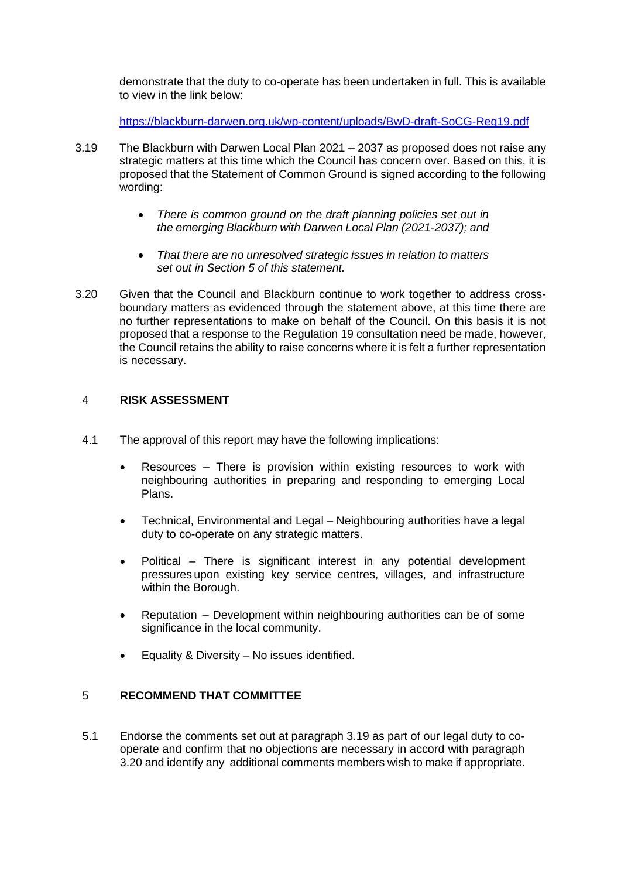demonstrate that the duty to co-operate has been undertaken in full. This is available to view in the link below:

https://blackburn-darwen.org.uk/wp-content/uploads/BwD-draft-SoCG-Reg19.pdf

3.19 The Blackburn with Darwen Local Plan 2021 – 2037 as proposed does not raise any strategic matters at this time which the Council has concern over. Based on this, it is proposed that the Statement of Common Ground is signed according to the following wording:

- *There is common ground on the draft planning policies set out in the emerging Blackburn with Darwen Local Plan (2021-2037); and*
- *That there are no unresolved strategic issues in relation to matters set out in Section 5 of this statement.*

3.20 Given that the Council and Blackburn continue to work together to address cross-boundary matters as evidenced through the statement above, at this time there are no further representations to make on behalf of the Council. On this basis it is not proposed that a response to the Regulation 19 consultation need be made, however, the Council retains the ability to raise concerns where it is felt a further representation is necessary.

## 4 RISK ASSESSMENT

4.1 The approval of this report may have the following implications:

- Resources – There is provision within existing resources to work with neighbouring authorities in preparing and responding to emerging Local Plans.
- Technical, Environmental and Legal – Neighbouring authorities have a legal duty to co-operate on any strategic matters.
- Political – There is significant interest in any potential development pressures upon existing key service centres, villages, and infrastructure within the Borough.
- Reputation – Development within neighbouring authorities can be of some significance in the local community.
- Equality & Diversity – No issues identified.

## 5 RECOMMEND THAT COMMITTEE

5.1 Endorse the comments set out at paragraph 3.19 as part of our legal duty to co-operate and confirm that no objections are necessary in accord with paragraph 3.20 and identify any additional comments members wish to make if appropriate.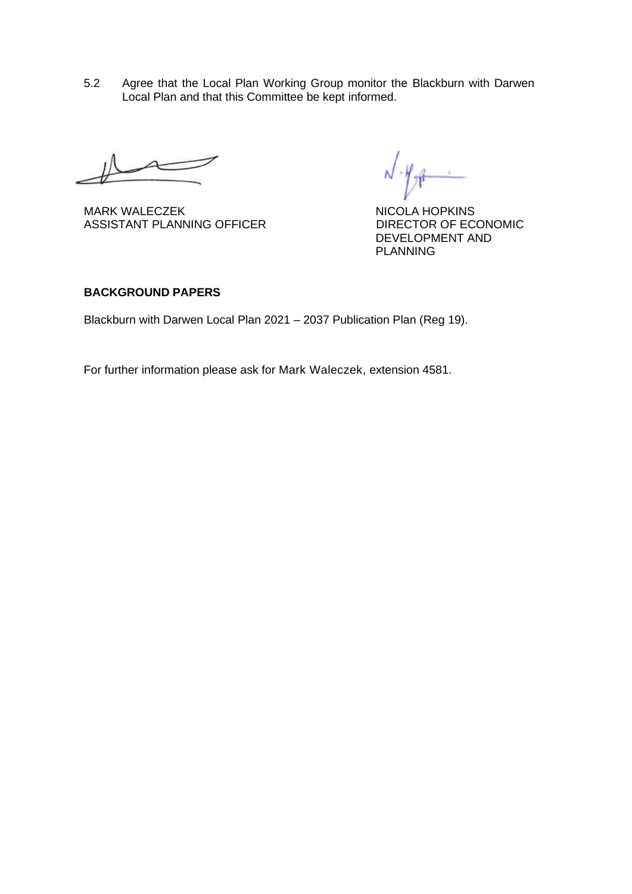5.2 Agree that the Local Plan Working Group monitor the Blackburn with Darwen Local Plan and that this Committee be kept informed.

MARK WALECZEK
ASSISTANT PLANNING OFFICER

NICOLA HOPKINS
DIRECTOR OF ECONOMIC DEVELOPMENT AND PLANNING

**BACKGROUND PAPERS**

Blackburn with Darwen Local Plan 2021 – 2037 Publication Plan (Reg 19).

For further information please ask for Mark Waleczek, extension 4581.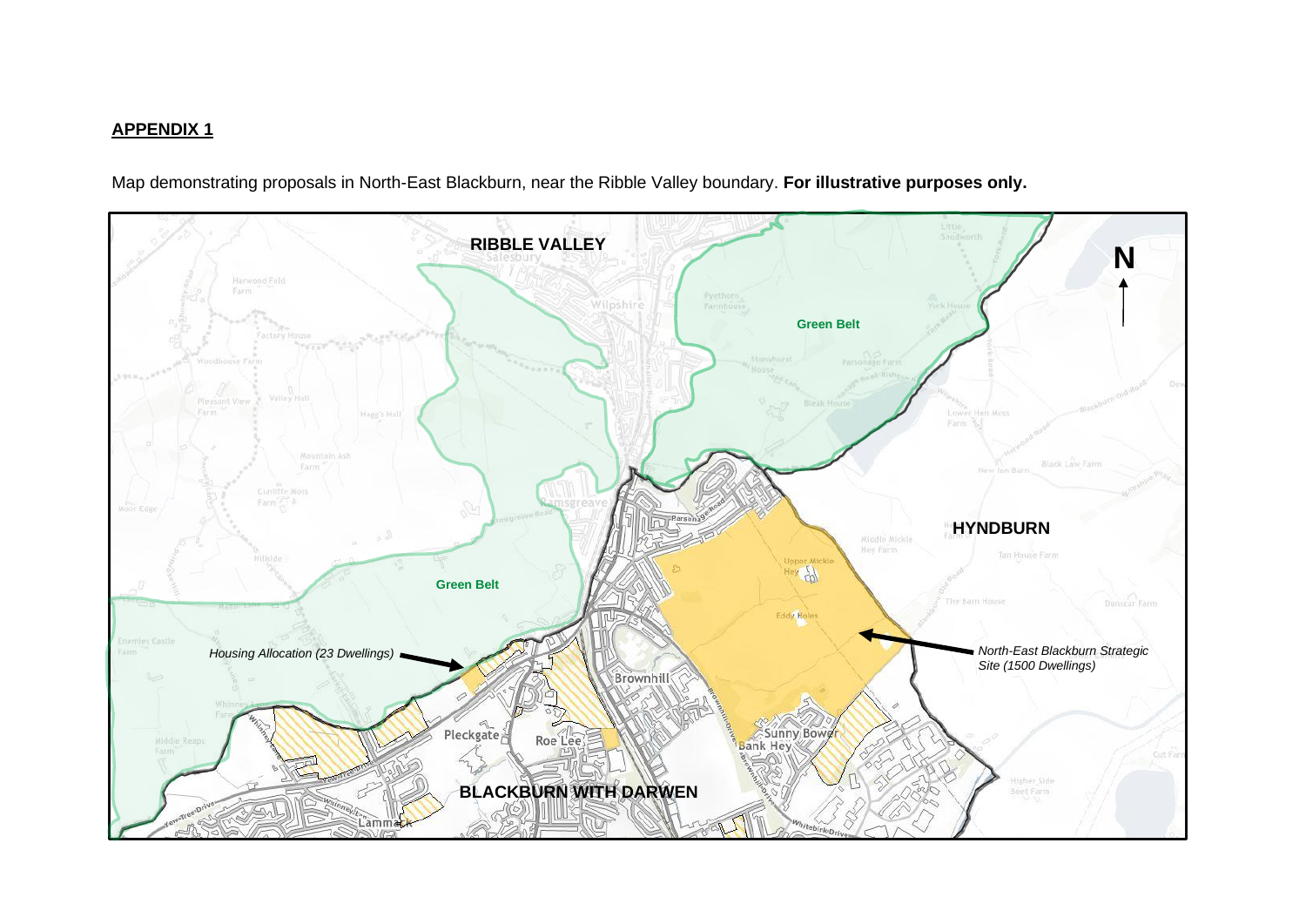**APPENDIX 1**

Map demonstrating proposals in North-East Blackburn, near the Ribble Valley boundary. **For illustrative purposes only.**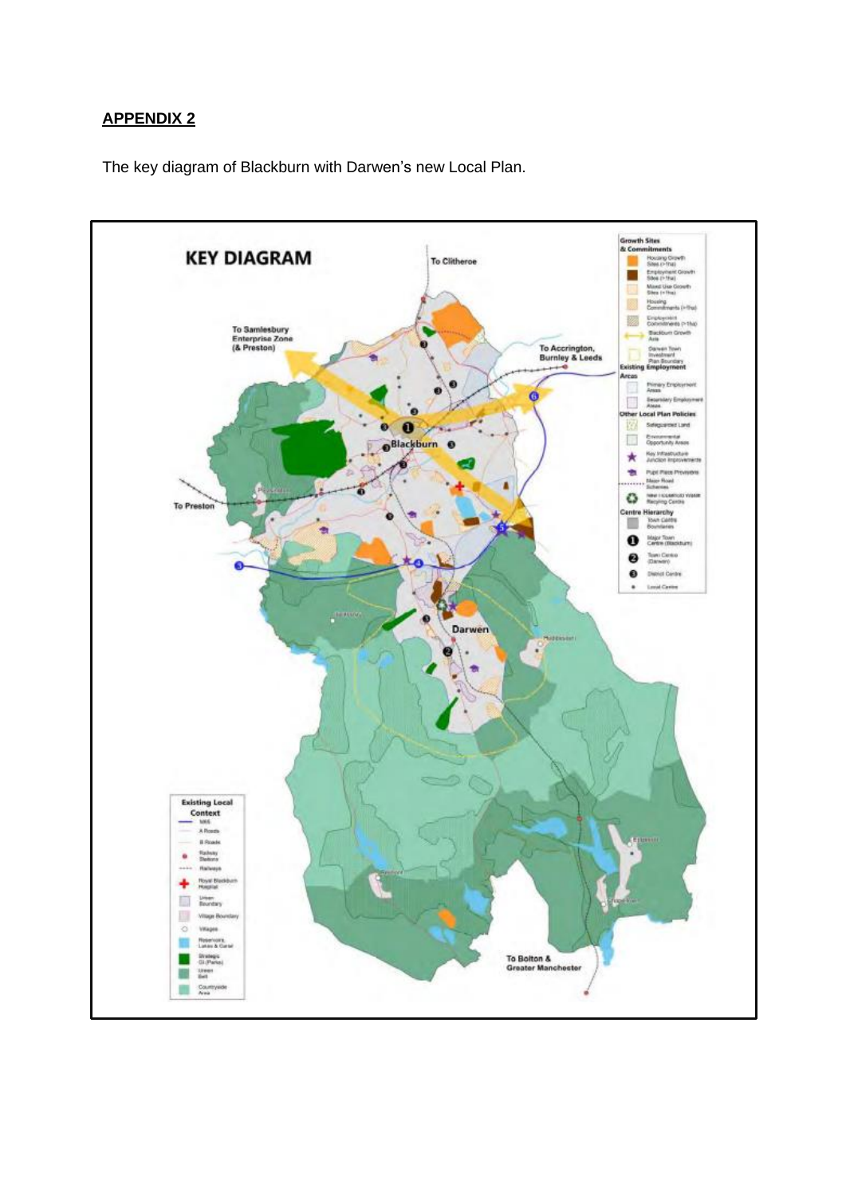**APPENDIX 2**

The key diagram of Blackburn with Darwen's new Local Plan.

KEY DIAGRAM

To Clitheroe

To Samlesbury Enterprise Zone (& Preston)

To Accrington, Burnley & Leeds

To Preston

Blackburn

Darwen

To Bolton & Greater Manchester

Growth Sites & Commitments
- Housing Growth Sites (>1ha)
- Employment Growth Sites (>1ha)
- Mixed Use Growth Sites (>1ha)
- Housing Commitments (>1ha)
- Employment Commitments (>1ha)
- Blackburn Growth Axis
- Darwen Town Investment Plan Boundary

Existing Employment Areas
- Primary Employment Areas
- Secondary Employment Areas

Other Local Plan Policies
- Safeguarded Land
- Environmental Opportunity Areas
- Key Infrastructure Junction Improvements
- Pupil Place Provisions
- Major Road Schemes
- New Household Waste Recycling Centre

Centre Hierarchy
- Town Centre Boundaries
- 1 Major Town Centre (Blackburn)
- 2 Town Centre (Darwen)
- 3 District Centre
- Local Centre

Existing Local Context
- M65
- A Roads
- B Roads
- Railway Stations
- Railways
- Royal Blackburn Hospital
- Urban Boundary
- Village Boundary
- Villages
- Reservoirs, Lakes & Canal
- Strategic GI (Parks)
- Green Belt
- Countryside Area